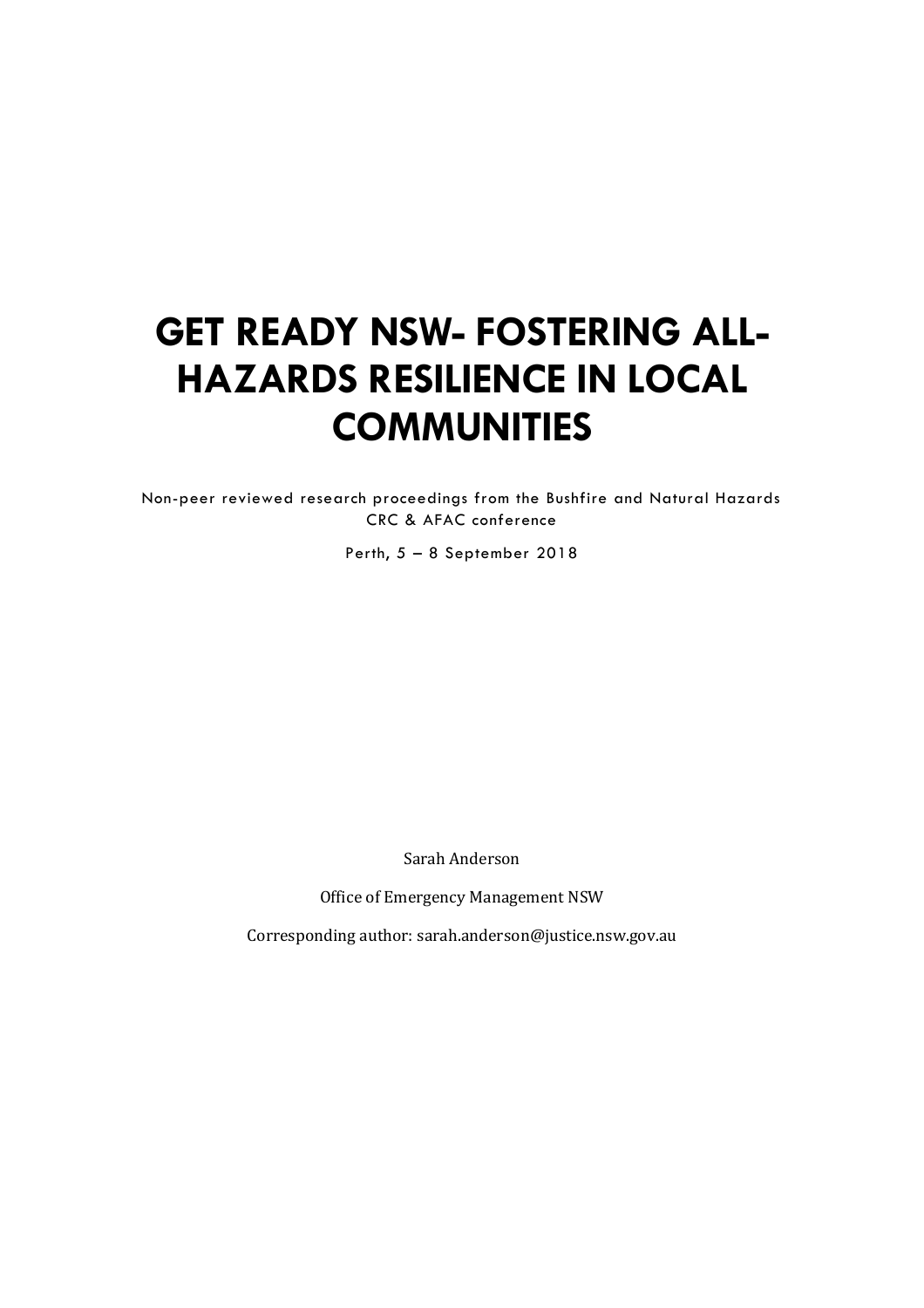# GET READY NSW- FOSTERING ALL-HAZARDS RESILIENCE IN LOCAL COMMUNITIES

Non-peer reviewed research proceedings from the Bushfire and Natural Hazards CRC & AFAC conference

Perth, 5 – 8 September 2018

Sarah Anderson

Office of Emergency Management NSW

Corresponding author: sarah.anderson@justice.nsw.gov.au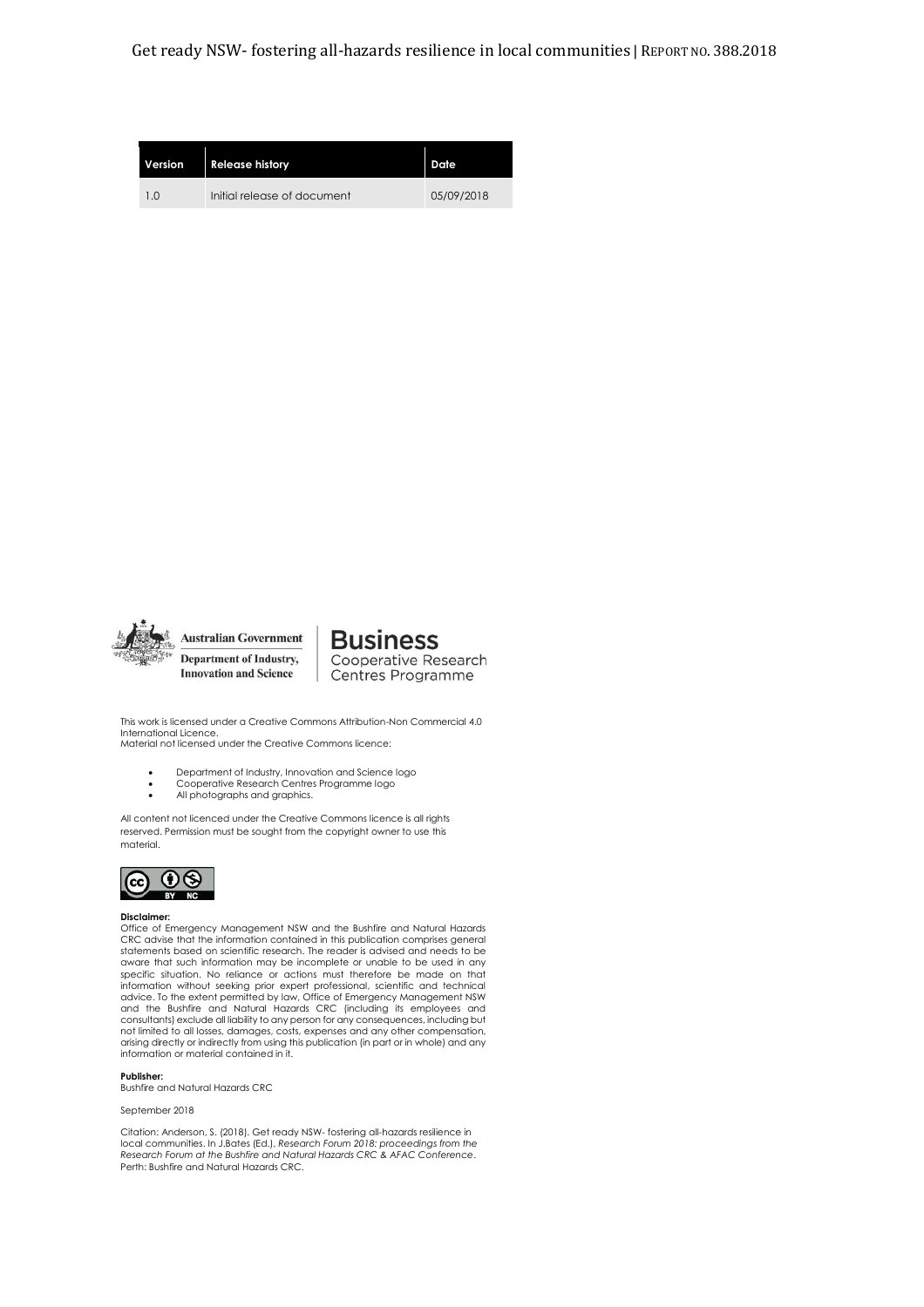| Version | Release history | Date |
|---|---|---|
| 1.0 | Initial release of document | 05/09/2018 |

Australian Government
Department of Industry, Innovation and Science

**Business**
Cooperative Research Centres Programme

This work is licensed under a Creative Commons Attribution-Non Commercial 4.0 International Licence.
Material not licensed under the Creative Commons licence:

- Department of Industry, Innovation and Science logo
- Cooperative Research Centres Programme logo
- All photographs and graphics.

All content not licenced under the Creative Commons licence is all rights reserved. Permission must be sought from the copyright owner to use this material.

**Disclaimer:**
Office of Emergency Management NSW and the Bushfire and Natural Hazards CRC advise that the information contained in this publication comprises general statements based on scientific research. The reader is advised and needs to be aware that such information may be incomplete or unable to be used in any specific situation. No reliance or actions must therefore be made on that information without seeking prior expert professional, scientific and technical advice. To the extent permitted by law, Office of Emergency Management NSW and the Bushfire and Natural Hazards CRC (including its employees and consultants) exclude all liability to any person for any consequences, including but not limited to all losses, damages, costs, expenses and any other compensation, arising directly or indirectly from using this publication (in part or in whole) and any information or material contained in it.

**Publisher:**
Bushfire and Natural Hazards CRC

September 2018

Citation: Anderson, S. (2018). Get ready NSW- fostering all-hazards resilience in local communities. In J.Bates (Ed.), *Research Forum 2018: proceedings from the Research Forum at the Bushfire and Natural Hazards CRC & AFAC Conference*. Perth: Bushfire and Natural Hazards CRC.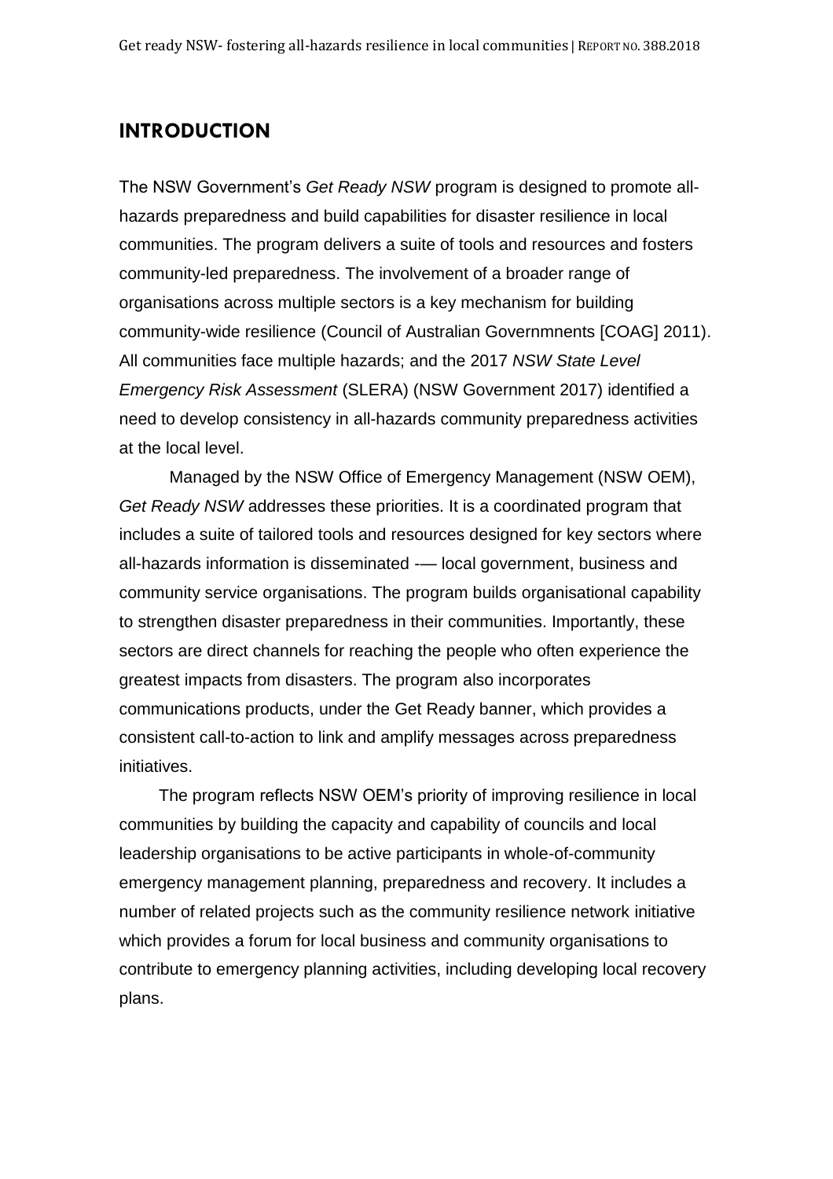## INTRODUCTION

The NSW Government's *Get Ready NSW* program is designed to promote all-hazards preparedness and build capabilities for disaster resilience in local communities. The program delivers a suite of tools and resources and fosters community-led preparedness. The involvement of a broader range of organisations across multiple sectors is a key mechanism for building community-wide resilience (Council of Australian Governmnents [COAG] 2011). All communities face multiple hazards; and the 2017 *NSW State Level Emergency Risk Assessment* (SLERA) (NSW Government 2017) identified a need to develop consistency in all-hazards community preparedness activities at the local level.

Managed by the NSW Office of Emergency Management (NSW OEM), *Get Ready NSW* addresses these priorities. It is a coordinated program that includes a suite of tailored tools and resources designed for key sectors where all-hazards information is disseminated -— local government, business and community service organisations. The program builds organisational capability to strengthen disaster preparedness in their communities. Importantly, these sectors are direct channels for reaching the people who often experience the greatest impacts from disasters. The program also incorporates communications products, under the Get Ready banner, which provides a consistent call-to-action to link and amplify messages across preparedness initiatives.

The program reflects NSW OEM's priority of improving resilience in local communities by building the capacity and capability of councils and local leadership organisations to be active participants in whole-of-community emergency management planning, preparedness and recovery. It includes a number of related projects such as the community resilience network initiative which provides a forum for local business and community organisations to contribute to emergency planning activities, including developing local recovery plans.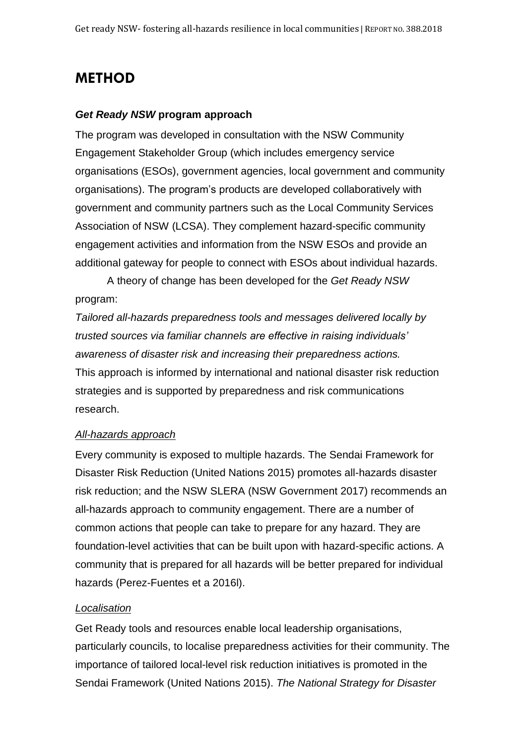# METHOD

### *Get Ready NSW* program approach

The program was developed in consultation with the NSW Community Engagement Stakeholder Group (which includes emergency service organisations (ESOs), government agencies, local government and community organisations). The program's products are developed collaboratively with government and community partners such as the Local Community Services Association of NSW (LCSA). They complement hazard-specific community engagement activities and information from the NSW ESOs and provide an additional gateway for people to connect with ESOs about individual hazards.

A theory of change has been developed for the *Get Ready NSW* program:

*Tailored all-hazards preparedness tools and messages delivered locally by trusted sources via familiar channels are effective in raising individuals' awareness of disaster risk and increasing their preparedness actions.*

This approach is informed by international and national disaster risk reduction strategies and is supported by preparedness and risk communications research.

#### *All-hazards approach*

Every community is exposed to multiple hazards. The Sendai Framework for Disaster Risk Reduction (United Nations 2015) promotes all-hazards disaster risk reduction; and the NSW SLERA (NSW Government 2017) recommends an all-hazards approach to community engagement. There are a number of common actions that people can take to prepare for any hazard. They are foundation-level activities that can be built upon with hazard-specific actions. A community that is prepared for all hazards will be better prepared for individual hazards (Perez-Fuentes et a 2016l).

#### *Localisation*

Get Ready tools and resources enable local leadership organisations, particularly councils, to localise preparedness activities for their community. The importance of tailored local-level risk reduction initiatives is promoted in the Sendai Framework (United Nations 2015). *The National Strategy for Disaster*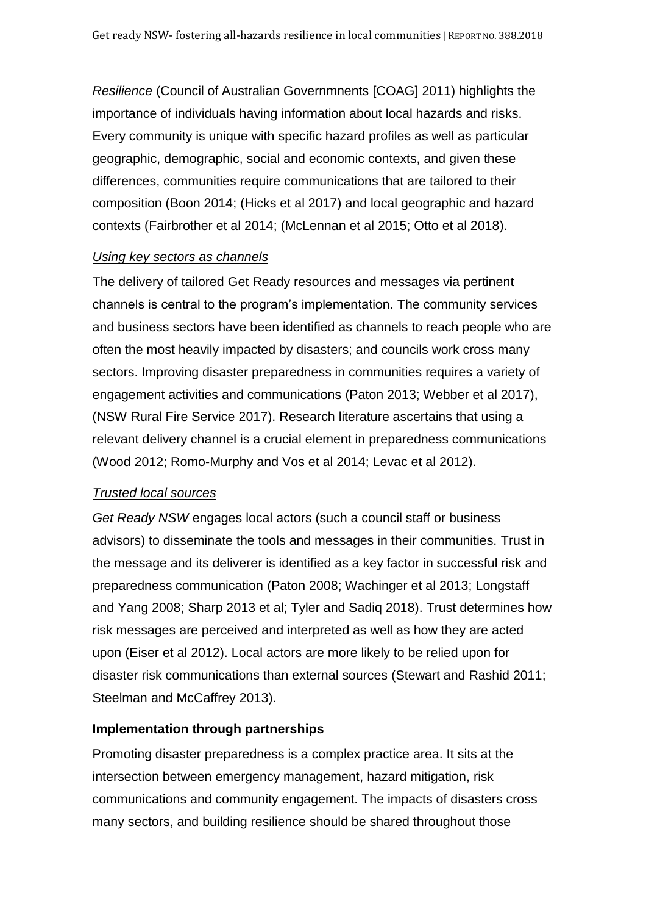*Resilience* (Council of Australian Governmnents [COAG] 2011) highlights the importance of individuals having information about local hazards and risks. Every community is unique with specific hazard profiles as well as particular geographic, demographic, social and economic contexts, and given these differences, communities require communications that are tailored to their composition (Boon 2014; (Hicks et al 2017) and local geographic and hazard contexts (Fairbrother et al 2014; (McLennan et al 2015; Otto et al 2018).

*Using key sectors as channels*

The delivery of tailored Get Ready resources and messages via pertinent channels is central to the program's implementation. The community services and business sectors have been identified as channels to reach people who are often the most heavily impacted by disasters; and councils work cross many sectors. Improving disaster preparedness in communities requires a variety of engagement activities and communications (Paton 2013; Webber et al 2017), (NSW Rural Fire Service 2017). Research literature ascertains that using a relevant delivery channel is a crucial element in preparedness communications (Wood 2012; Romo-Murphy and Vos et al 2014; Levac et al 2012).

*Trusted local sources*

*Get Ready NSW* engages local actors (such a council staff or business advisors) to disseminate the tools and messages in their communities. Trust in the message and its deliverer is identified as a key factor in successful risk and preparedness communication (Paton 2008; Wachinger et al 2013; Longstaff and Yang 2008; Sharp 2013 et al; Tyler and Sadiq 2018). Trust determines how risk messages are perceived and interpreted as well as how they are acted upon (Eiser et al 2012). Local actors are more likely to be relied upon for disaster risk communications than external sources (Stewart and Rashid 2011; Steelman and McCaffrey 2013).

**Implementation through partnerships**

Promoting disaster preparedness is a complex practice area. It sits at the intersection between emergency management, hazard mitigation, risk communications and community engagement. The impacts of disasters cross many sectors, and building resilience should be shared throughout those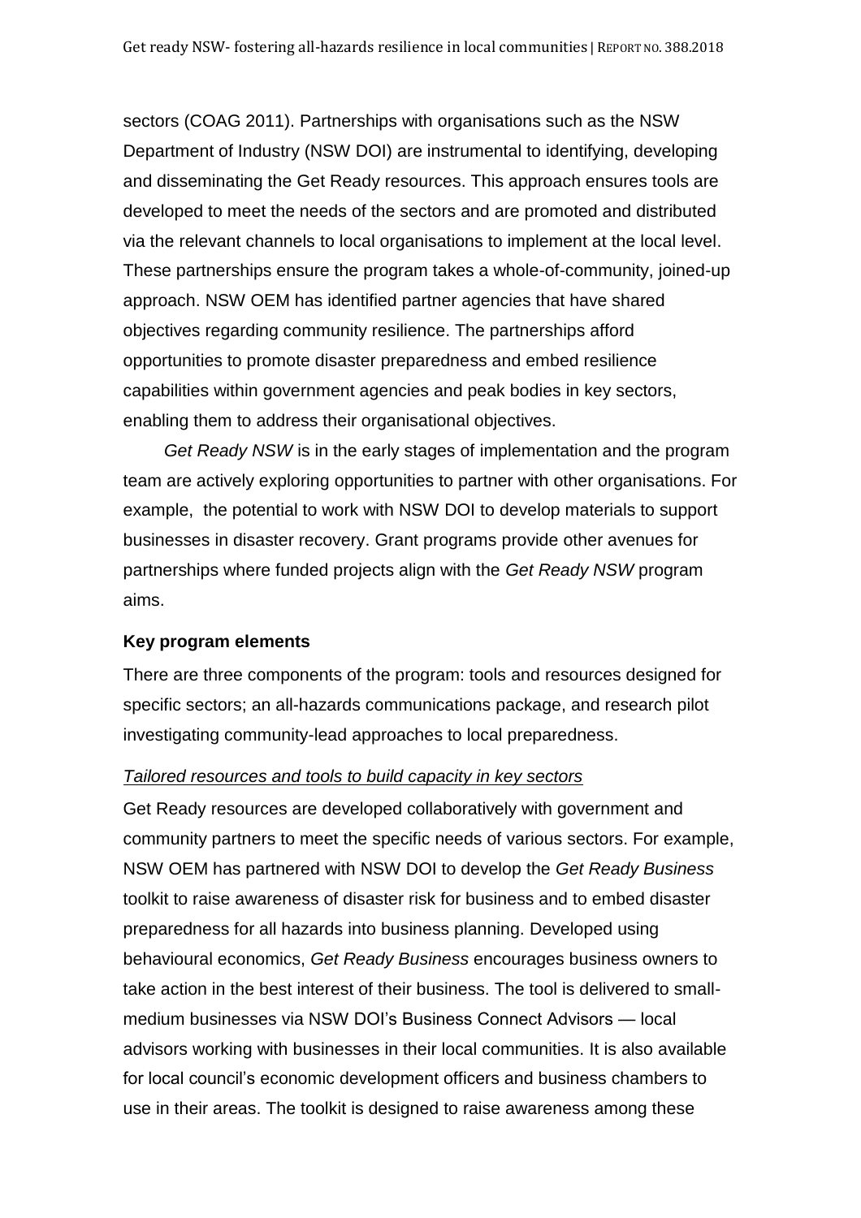sectors (COAG 2011). Partnerships with organisations such as the NSW Department of Industry (NSW DOI) are instrumental to identifying, developing and disseminating the Get Ready resources. This approach ensures tools are developed to meet the needs of the sectors and are promoted and distributed via the relevant channels to local organisations to implement at the local level. These partnerships ensure the program takes a whole-of-community, joined-up approach. NSW OEM has identified partner agencies that have shared objectives regarding community resilience. The partnerships afford opportunities to promote disaster preparedness and embed resilience capabilities within government agencies and peak bodies in key sectors, enabling them to address their organisational objectives.

*Get Ready NSW* is in the early stages of implementation and the program team are actively exploring opportunities to partner with other organisations. For example, the potential to work with NSW DOI to develop materials to support businesses in disaster recovery. Grant programs provide other avenues for partnerships where funded projects align with the *Get Ready NSW* program aims.

**Key program elements**

There are three components of the program: tools and resources designed for specific sectors; an all-hazards communications package, and research pilot investigating community-lead approaches to local preparedness.

*Tailored resources and tools to build capacity in key sectors*

Get Ready resources are developed collaboratively with government and community partners to meet the specific needs of various sectors. For example, NSW OEM has partnered with NSW DOI to develop the *Get Ready Business* toolkit to raise awareness of disaster risk for business and to embed disaster preparedness for all hazards into business planning. Developed using behavioural economics, *Get Ready Business* encourages business owners to take action in the best interest of their business. The tool is delivered to small-medium businesses via NSW DOI's Business Connect Advisors — local advisors working with businesses in their local communities. It is also available for local council's economic development officers and business chambers to use in their areas. The toolkit is designed to raise awareness among these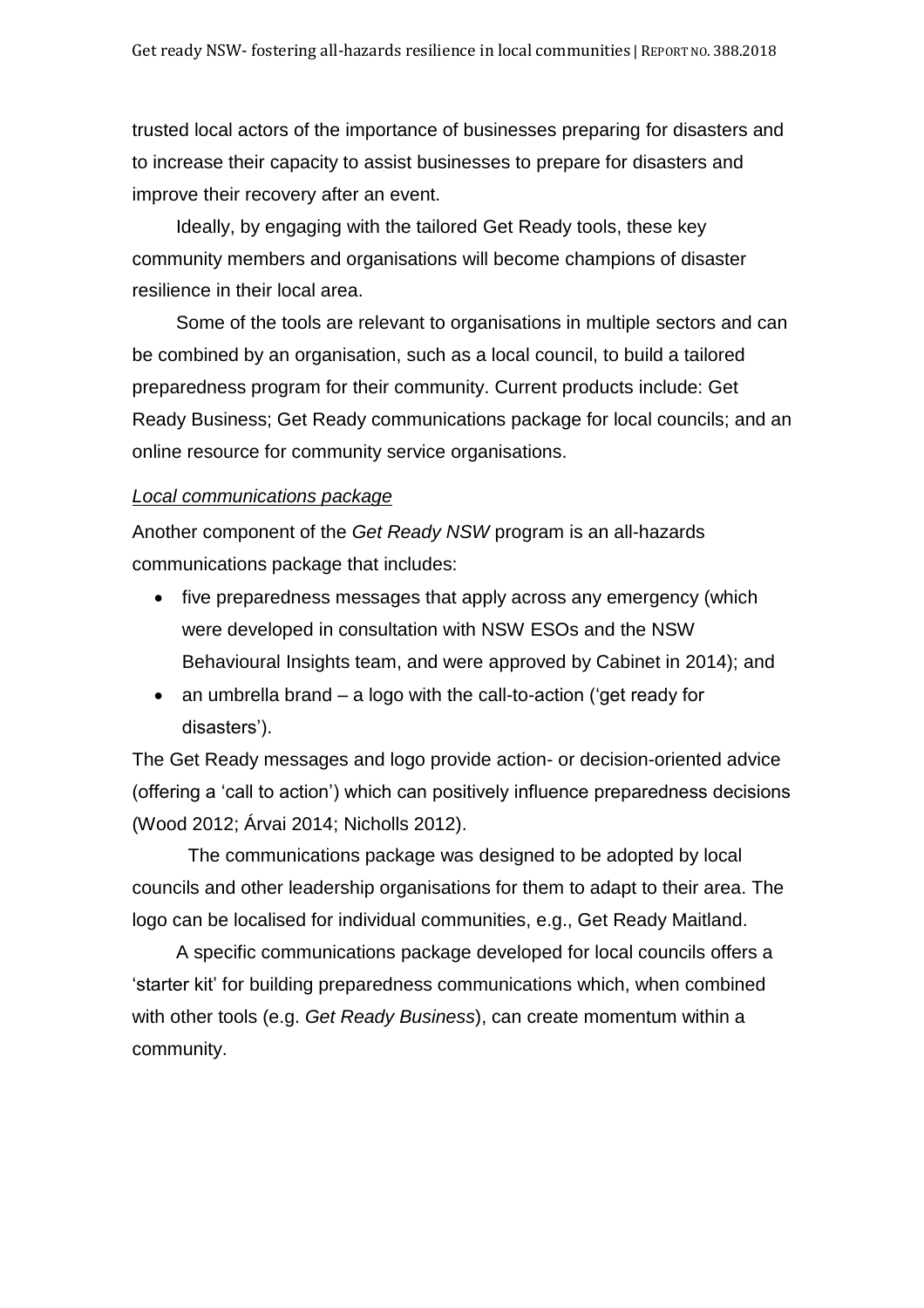trusted local actors of the importance of businesses preparing for disasters and to increase their capacity to assist businesses to prepare for disasters and improve their recovery after an event.

Ideally, by engaging with the tailored Get Ready tools, these key community members and organisations will become champions of disaster resilience in their local area.

Some of the tools are relevant to organisations in multiple sectors and can be combined by an organisation, such as a local council, to build a tailored preparedness program for their community. Current products include: Get Ready Business; Get Ready communications package for local councils; and an online resource for community service organisations.

*Local communications package*

Another component of the *Get Ready NSW* program is an all-hazards communications package that includes:

- five preparedness messages that apply across any emergency (which were developed in consultation with NSW ESOs and the NSW Behavioural Insights team, and were approved by Cabinet in 2014); and
- an umbrella brand – a logo with the call-to-action ('get ready for disasters').

The Get Ready messages and logo provide action- or decision-oriented advice (offering a 'call to action') which can positively influence preparedness decisions (Wood 2012; Árvai 2014; Nicholls 2012).

The communications package was designed to be adopted by local councils and other leadership organisations for them to adapt to their area. The logo can be localised for individual communities, e.g., Get Ready Maitland.

A specific communications package developed for local councils offers a 'starter kit' for building preparedness communications which, when combined with other tools (e.g. *Get Ready Business*), can create momentum within a community.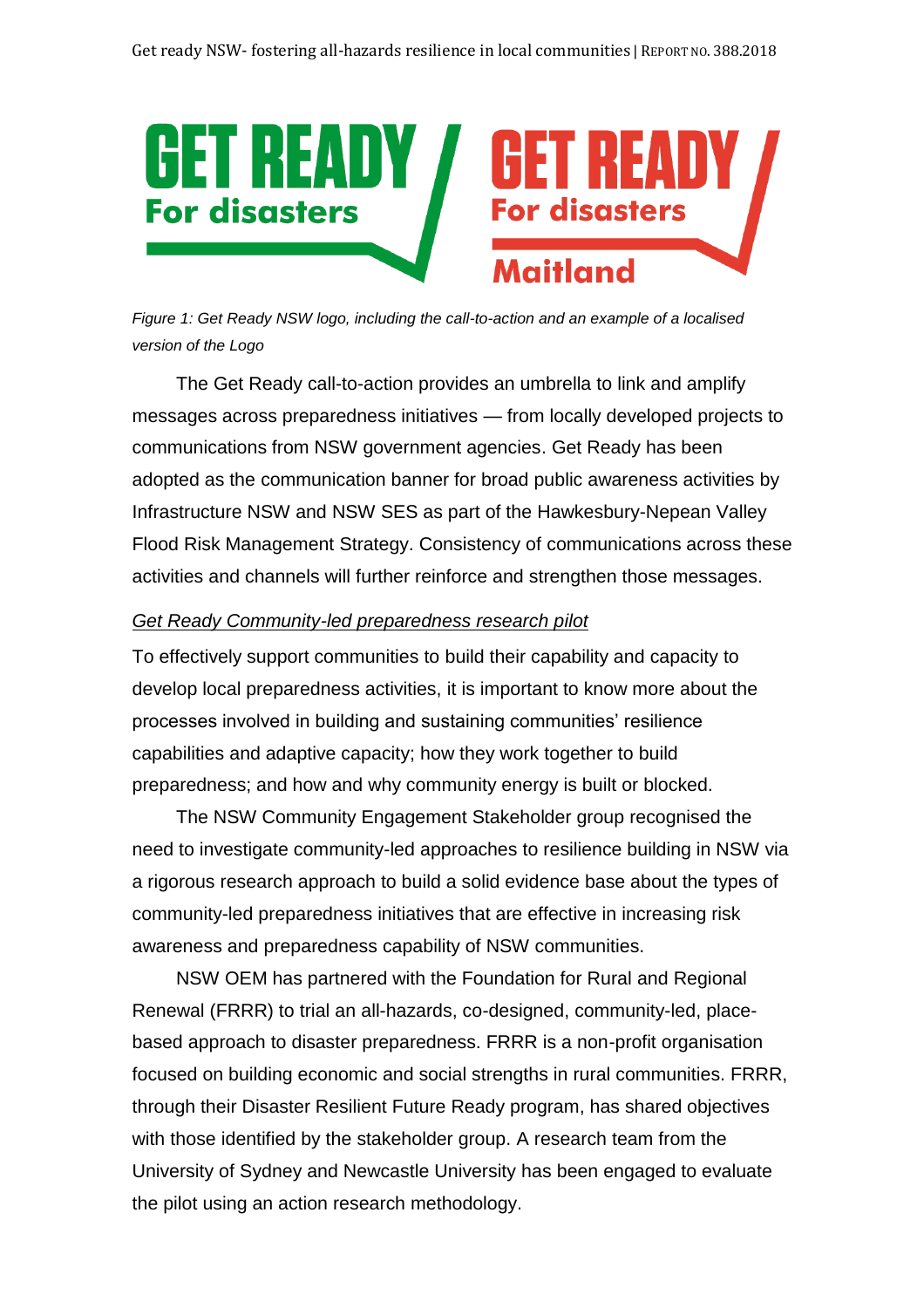*Figure 1: Get Ready NSW logo, including the call-to-action and an example of a localised version of the Logo*

The Get Ready call-to-action provides an umbrella to link and amplify messages across preparedness initiatives — from locally developed projects to communications from NSW government agencies. Get Ready has been adopted as the communication banner for broad public awareness activities by Infrastructure NSW and NSW SES as part of the Hawkesbury-Nepean Valley Flood Risk Management Strategy. Consistency of communications across these activities and channels will further reinforce and strengthen those messages.

*Get Ready Community-led preparedness research pilot*

To effectively support communities to build their capability and capacity to develop local preparedness activities, it is important to know more about the processes involved in building and sustaining communities' resilience capabilities and adaptive capacity; how they work together to build preparedness; and how and why community energy is built or blocked.

The NSW Community Engagement Stakeholder group recognised the need to investigate community-led approaches to resilience building in NSW via a rigorous research approach to build a solid evidence base about the types of community-led preparedness initiatives that are effective in increasing risk awareness and preparedness capability of NSW communities.

NSW OEM has partnered with the Foundation for Rural and Regional Renewal (FRRR) to trial an all-hazards, co-designed, community-led, place-based approach to disaster preparedness. FRRR is a non-profit organisation focused on building economic and social strengths in rural communities. FRRR, through their Disaster Resilient Future Ready program, has shared objectives with those identified by the stakeholder group. A research team from the University of Sydney and Newcastle University has been engaged to evaluate the pilot using an action research methodology.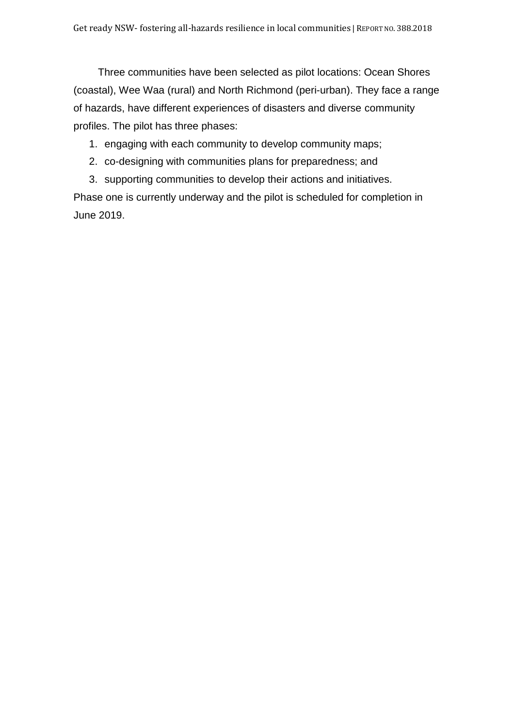Three communities have been selected as pilot locations: Ocean Shores (coastal), Wee Waa (rural) and North Richmond (peri-urban). They face a range of hazards, have different experiences of disasters and diverse community profiles. The pilot has three phases:

1. engaging with each community to develop community maps;
2. co-designing with communities plans for preparedness; and
3. supporting communities to develop their actions and initiatives.

Phase one is currently underway and the pilot is scheduled for completion in June 2019.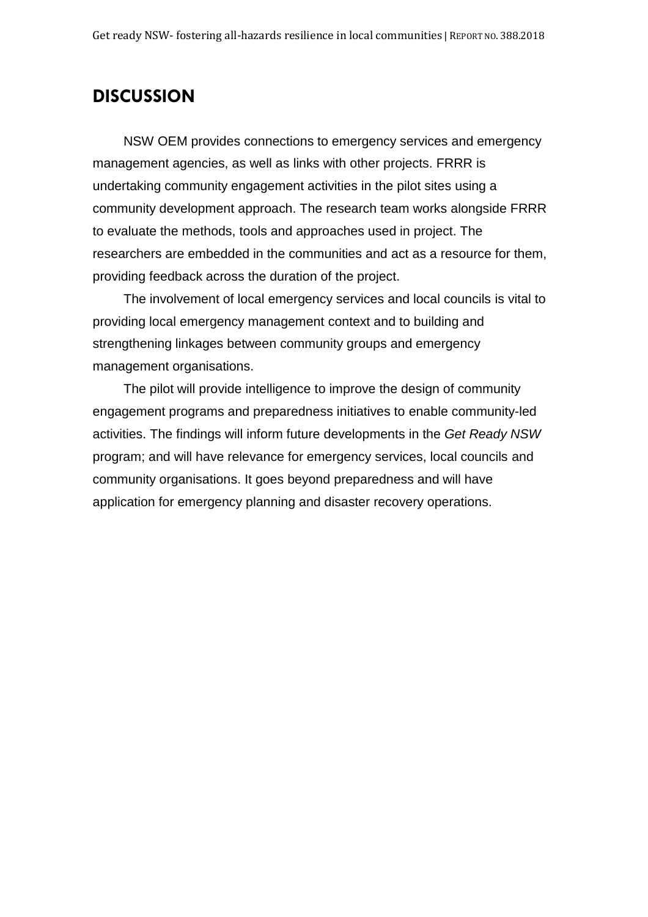# DISCUSSION

NSW OEM provides connections to emergency services and emergency management agencies, as well as links with other projects. FRRR is undertaking community engagement activities in the pilot sites using a community development approach. The research team works alongside FRRR to evaluate the methods, tools and approaches used in project. The researchers are embedded in the communities and act as a resource for them, providing feedback across the duration of the project.

The involvement of local emergency services and local councils is vital to providing local emergency management context and to building and strengthening linkages between community groups and emergency management organisations.

The pilot will provide intelligence to improve the design of community engagement programs and preparedness initiatives to enable community-led activities. The findings will inform future developments in the *Get Ready NSW* program; and will have relevance for emergency services, local councils and community organisations. It goes beyond preparedness and will have application for emergency planning and disaster recovery operations.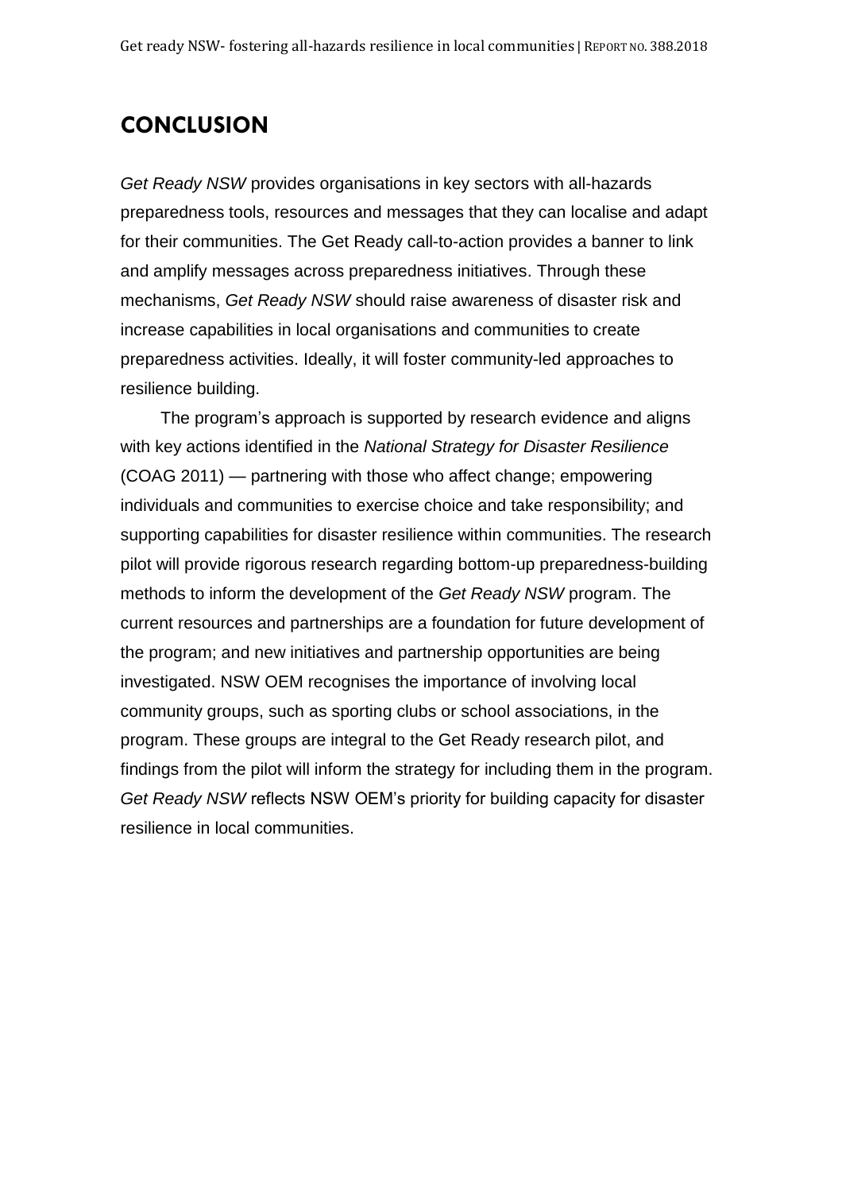# CONCLUSION

*Get Ready NSW* provides organisations in key sectors with all-hazards preparedness tools, resources and messages that they can localise and adapt for their communities. The Get Ready call-to-action provides a banner to link and amplify messages across preparedness initiatives. Through these mechanisms, *Get Ready NSW* should raise awareness of disaster risk and increase capabilities in local organisations and communities to create preparedness activities. Ideally, it will foster community-led approaches to resilience building.

The program's approach is supported by research evidence and aligns with key actions identified in the *National Strategy for Disaster Resilience* (COAG 2011) — partnering with those who affect change; empowering individuals and communities to exercise choice and take responsibility; and supporting capabilities for disaster resilience within communities. The research pilot will provide rigorous research regarding bottom-up preparedness-building methods to inform the development of the *Get Ready NSW* program. The current resources and partnerships are a foundation for future development of the program; and new initiatives and partnership opportunities are being investigated. NSW OEM recognises the importance of involving local community groups, such as sporting clubs or school associations, in the program. These groups are integral to the Get Ready research pilot, and findings from the pilot will inform the strategy for including them in the program. *Get Ready NSW* reflects NSW OEM's priority for building capacity for disaster resilience in local communities.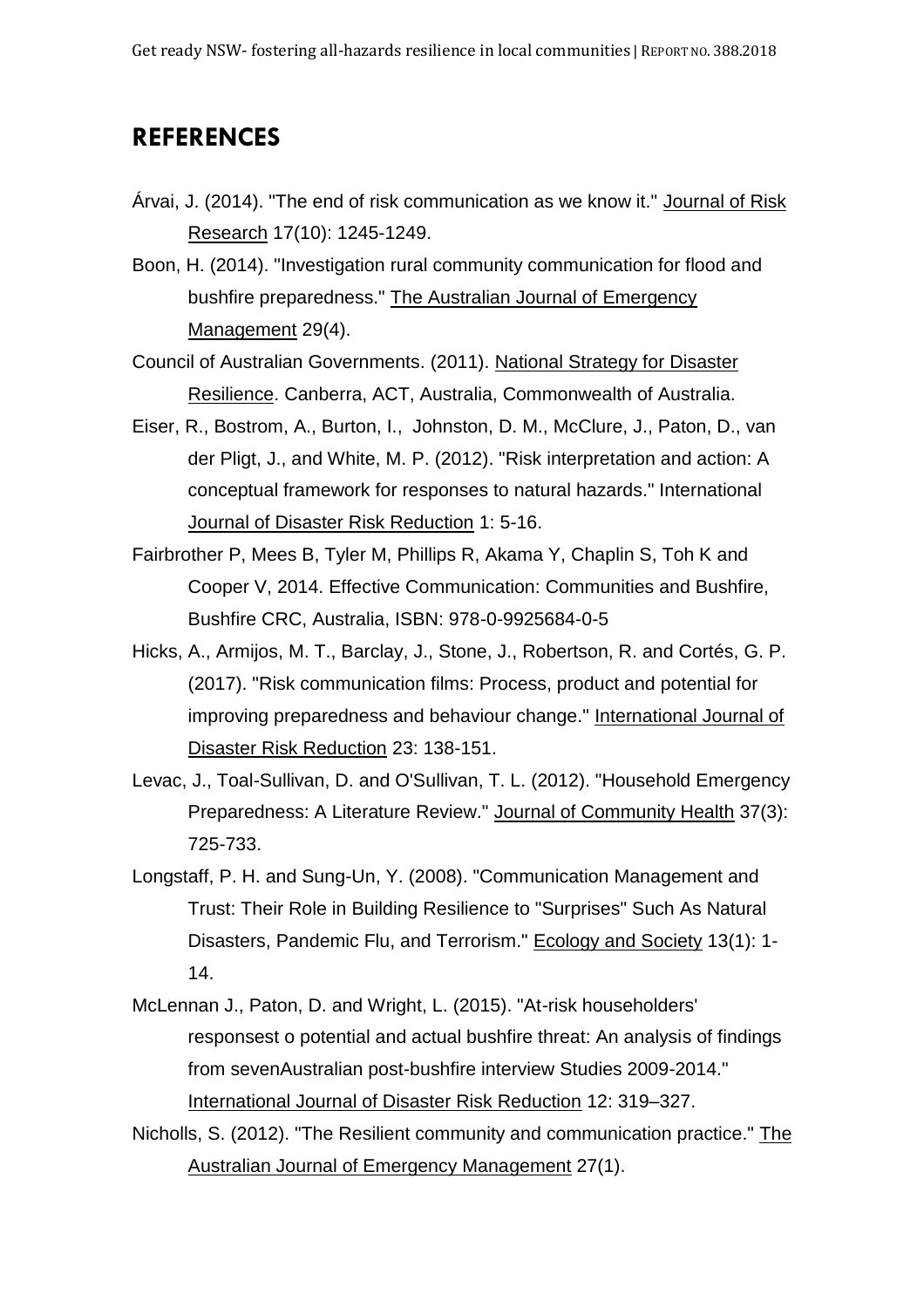## REFERENCES

Árvai, J. (2014). "The end of risk communication as we know it." Journal of Risk Research 17(10): 1245-1249.

Boon, H. (2014). "Investigation rural community communication for flood and bushfire preparedness." The Australian Journal of Emergency Management 29(4).

Council of Australian Governments. (2011). National Strategy for Disaster Resilience. Canberra, ACT, Australia, Commonwealth of Australia.

Eiser, R., Bostrom, A., Burton, I., Johnston, D. M., McClure, J., Paton, D., van der Pligt, J., and White, M. P. (2012). "Risk interpretation and action: A conceptual framework for responses to natural hazards." International Journal of Disaster Risk Reduction 1: 5-16.

Fairbrother P, Mees B, Tyler M, Phillips R, Akama Y, Chaplin S, Toh K and Cooper V, 2014. Effective Communication: Communities and Bushfire, Bushfire CRC, Australia, ISBN: 978-0-9925684-0-5

Hicks, A., Armijos, M. T., Barclay, J., Stone, J., Robertson, R. and Cortés, G. P. (2017). "Risk communication films: Process, product and potential for improving preparedness and behaviour change." International Journal of Disaster Risk Reduction 23: 138-151.

Levac, J., Toal-Sullivan, D. and O'Sullivan, T. L. (2012). "Household Emergency Preparedness: A Literature Review." Journal of Community Health 37(3): 725-733.

Longstaff, P. H. and Sung-Un, Y. (2008). "Communication Management and Trust: Their Role in Building Resilience to "Surprises" Such As Natural Disasters, Pandemic Flu, and Terrorism." Ecology and Society 13(1): 1-14.

McLennan J., Paton, D. and Wright, L. (2015). "At-risk householders' responsest o potential and actual bushfire threat: An analysis of findings from sevenAustralian post-bushfire interview Studies 2009-2014." International Journal of Disaster Risk Reduction 12: 319–327.

Nicholls, S. (2012). "The Resilient community and communication practice." The Australian Journal of Emergency Management 27(1).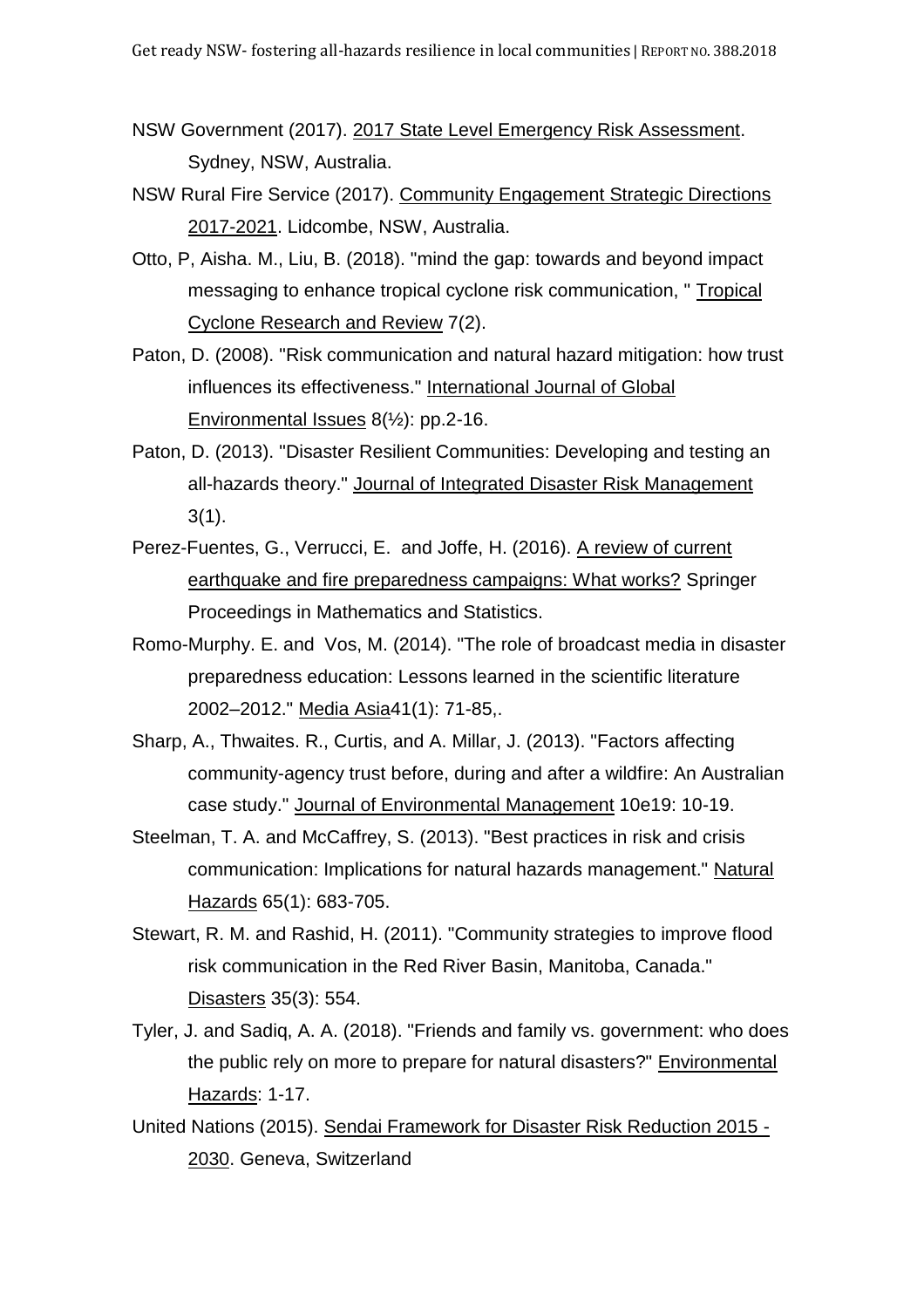NSW Government (2017). 2017 State Level Emergency Risk Assessment. Sydney, NSW, Australia.

NSW Rural Fire Service (2017). Community Engagement Strategic Directions 2017-2021. Lidcombe, NSW, Australia.

Otto, P, Aisha. M., Liu, B. (2018). "mind the gap: towards and beyond impact messaging to enhance tropical cyclone risk communication, " Tropical Cyclone Research and Review 7(2).

Paton, D. (2008). "Risk communication and natural hazard mitigation: how trust influences its effectiveness." International Journal of Global Environmental Issues 8(½): pp.2-16.

Paton, D. (2013). "Disaster Resilient Communities: Developing and testing an all-hazards theory." Journal of Integrated Disaster Risk Management 3(1).

Perez-Fuentes, G., Verrucci, E. and Joffe, H. (2016). A review of current earthquake and fire preparedness campaigns: What works? Springer Proceedings in Mathematics and Statistics.

Romo-Murphy. E. and Vos, M. (2014). "The role of broadcast media in disaster preparedness education: Lessons learned in the scientific literature 2002–2012." Media Asia41(1): 71-85,.

Sharp, A., Thwaites. R., Curtis, and A. Millar, J. (2013). "Factors affecting community-agency trust before, during and after a wildfire: An Australian case study." Journal of Environmental Management 10e19: 10-19.

Steelman, T. A. and McCaffrey, S. (2013). "Best practices in risk and crisis communication: Implications for natural hazards management." Natural Hazards 65(1): 683-705.

Stewart, R. M. and Rashid, H. (2011). "Community strategies to improve flood risk communication in the Red River Basin, Manitoba, Canada." Disasters 35(3): 554.

Tyler, J. and Sadiq, A. A. (2018). "Friends and family vs. government: who does the public rely on more to prepare for natural disasters?" Environmental Hazards: 1-17.

United Nations (2015). Sendai Framework for Disaster Risk Reduction 2015 - 2030. Geneva, Switzerland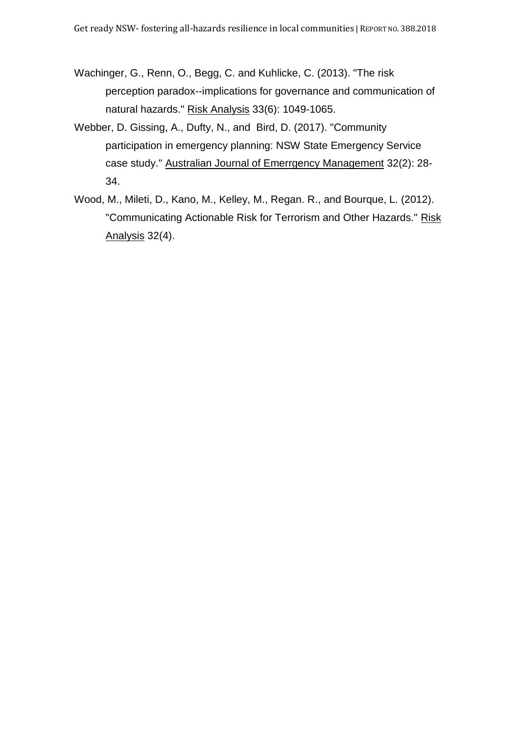Wachinger, G., Renn, O., Begg, C. and Kuhlicke, C. (2013). "The risk perception paradox--implications for governance and communication of natural hazards." Risk Analysis 33(6): 1049-1065.

Webber, D. Gissing, A., Dufty, N., and Bird, D. (2017). "Community participation in emergency planning: NSW State Emergency Service case study." Australian Journal of Emerrgency Management 32(2): 28-34.

Wood, M., Mileti, D., Kano, M., Kelley, M., Regan. R., and Bourque, L. (2012). "Communicating Actionable Risk for Terrorism and Other Hazards." Risk Analysis 32(4).